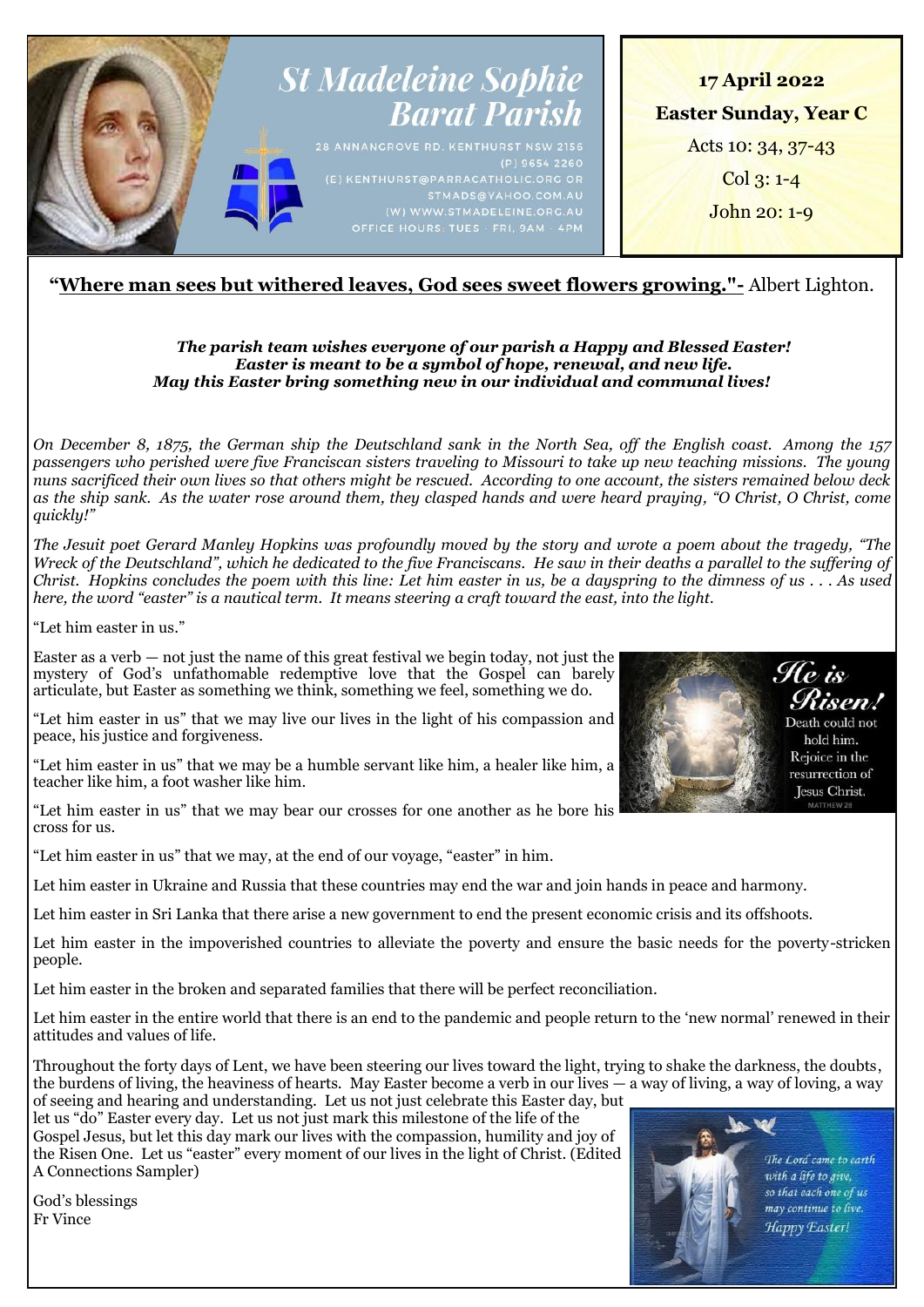# St Madeleine Sophie Barat Parish

28 ANNANGROVE RD. KENTHURST NSW 2156
(P) 9654 2260
(E) KENTHURST@PARRACATHOLIC.ORG OR STMADS@YAHOO.COM.AU
(W) WWW.STMADELEINE.ORG.AU
OFFICE HOURS: TUES - FRI, 9AM - 4PM

**17 April 2022**

**Easter Sunday, Year C**

Acts 10: 34, 37-43

Col 3: 1-4

John 20: 1-9

**"Where man sees but withered leaves, God sees sweet flowers growing."-** Albert Lighton.

***The parish team wishes everyone of our parish a Happy and Blessed Easter!***
***Easter is meant to be a symbol of hope, renewal, and new life.***
***May this Easter bring something new in our individual and communal lives!***

*On December 8, 1875, the German ship the Deutschland sank in the North Sea, off the English coast. Among the 157 passengers who perished were five Franciscan sisters traveling to Missouri to take up new teaching missions. The young nuns sacrificed their own lives so that others might be rescued. According to one account, the sisters remained below deck as the ship sank. As the water rose around them, they clasped hands and were heard praying, "O Christ, O Christ, come quickly!"*

*The Jesuit poet Gerard Manley Hopkins was profoundly moved by the story and wrote a poem about the tragedy, "The Wreck of the Deutschland", which he dedicated to the five Franciscans. He saw in their deaths a parallel to the suffering of Christ. Hopkins concludes the poem with this line: Let him easter in us, be a dayspring to the dimness of us . . . As used here, the word "easter" is a nautical term. It means steering a craft toward the east, into the light.*

"Let him easter in us."

Easter as a verb — not just the name of this great festival we begin today, not just the mystery of God's unfathomable redemptive love that the Gospel can barely articulate, but Easter as something we think, something we feel, something we do.

"Let him easter in us" that we may live our lives in the light of his compassion and peace, his justice and forgiveness.

"Let him easter in us" that we may be a humble servant like him, a healer like him, a teacher like him, a foot washer like him.

"Let him easter in us" that we may bear our crosses for one another as he bore his cross for us.

"Let him easter in us" that we may, at the end of our voyage, "easter" in him.

Let him easter in Ukraine and Russia that these countries may end the war and join hands in peace and harmony.

Let him easter in Sri Lanka that there arise a new government to end the present economic crisis and its offshoots.

Let him easter in the impoverished countries to alleviate the poverty and ensure the basic needs for the poverty-stricken people.

Let him easter in the broken and separated families that there will be perfect reconciliation.

Let him easter in the entire world that there is an end to the pandemic and people return to the 'new normal' renewed in their attitudes and values of life.

Throughout the forty days of Lent, we have been steering our lives toward the light, trying to shake the darkness, the doubts, the burdens of living, the heaviness of hearts. May Easter become a verb in our lives — a way of living, a way of loving, a way of seeing and hearing and understanding. Let us not just celebrate this Easter day, but let us "do" Easter every day. Let us not just mark this milestone of the life of the Gospel Jesus, but let this day mark our lives with the compassion, humility and joy of the Risen One. Let us "easter" every moment of our lives in the light of Christ. (Edited A Connections Sampler)

God's blessings
Fr Vince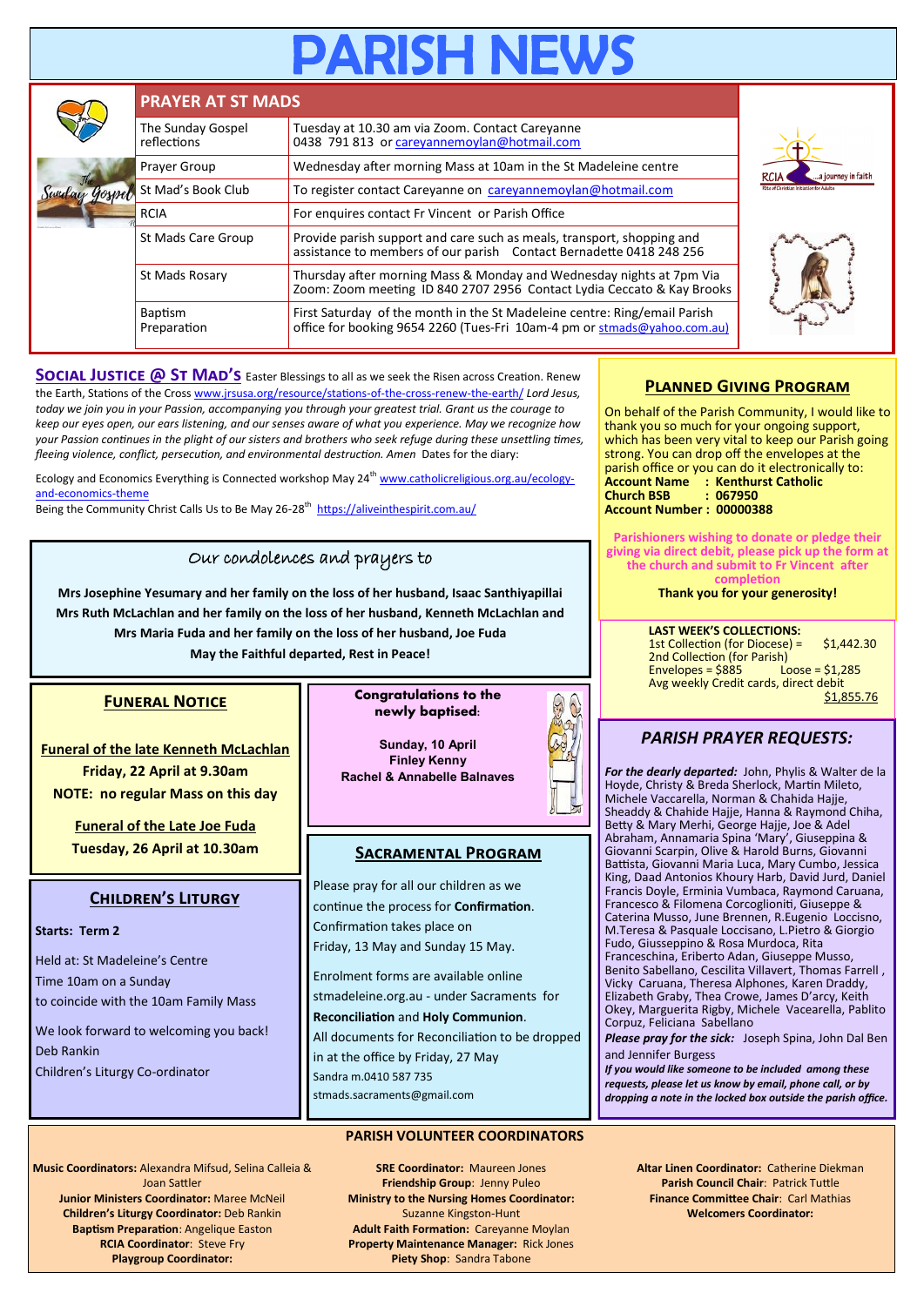# PARISH NEWS

## PRAYER AT ST MADS

| Activity | Details |
|---|---|
| The Sunday Gospel reflections | Tuesday at 10.30 am via Zoom. Contact Careyanne 0438 791 813 or careyannemoylan@hotmail.com |
| Prayer Group | Wednesday after morning Mass at 10am in the St Madeleine centre |
| St Mad's Book Club | To register contact Careyanne on careyannemoylan@hotmail.com |
| RCIA | For enquires contact Fr Vincent or Parish Office |
| St Mads Care Group | Provide parish support and care such as meals, transport, shopping and assistance to members of our parish Contact Bernadette 0418 248 256 |
| St Mads Rosary | Thursday after morning Mass & Monday and Wednesday nights at 7pm Via Zoom: Zoom meeting ID 840 2707 2956 Contact Lydia Ceccato & Kay Brooks |
| Baptism Preparation | First Saturday of the month in the St Madeleine centre: Ring/email Parish office for booking 9654 2260 (Tues-Fri 10am-4 pm or stmads@yahoo.com.au) |

## SOCIAL JUSTICE @ ST MAD'S

Easter Blessings to all as we seek the Risen across Creation. Renew the Earth, Stations of the Cross www.jrsusa.org/resource/stations-of-the-cross-renew-the-earth/ *Lord Jesus, today we join you in your Passion, accompanying you through your greatest trial. Grant us the courage to keep our eyes open, our ears listening, and our senses aware of what you experience. May we recognize how your Passion continues in the plight of our sisters and brothers who seek refuge during these unsettling times, fleeing violence, conflict, persecution, and environmental destruction. Amen* Dates for the diary:

Ecology and Economics Everything is Connected workshop May 24th www.catholicreligious.org.au/ecology-and-economics-theme

Being the Community Christ Calls Us to Be May 26-28th https://aliveinthespirit.com.au/

## Our condolences and prayers to

**Mrs Josephine Yesumary and her family on the loss of her husband, Isaac Santhiyapillai**
**Mrs Ruth McLachlan and her family on the loss of her husband, Kenneth McLachlan and**
**Mrs Maria Fuda and her family on the loss of her husband, Joe Fuda**
**May the Faithful departed, Rest in Peace!**

## FUNERAL NOTICE

**Funeral of the late Kenneth McLachlan**
**Friday, 22 April at 9.30am**
**NOTE: no regular Mass on this day**

**Funeral of the Late Joe Fuda**
**Tuesday, 26 April at 10.30am**

## Congratulations to the newly baptised:

**Sunday, 10 April**
**Finley Kenny**
**Rachel & Annabelle Balnaves**

## CHILDREN'S LITURGY

**Starts: Term 2**

Held at: St Madeleine's Centre
Time 10am on a Sunday
to coincide with the 10am Family Mass

We look forward to welcoming you back!
Deb Rankin
Children's Liturgy Co-ordinator

## SACRAMENTAL PROGRAM

Please pray for all our children as we continue the process for **Confirmation**. Confirmation takes place on Friday, 13 May and Sunday 15 May.

Enrolment forms are available online stmadeleine.org.au - under Sacraments for **Reconciliation** and **Holy Communion**.
All documents for Reconciliation to be dropped in at the office by Friday, 27 May
Sandra m.0410 587 735
stmads.sacraments@gmail.com

## PLANNED GIVING PROGRAM

On behalf of the Parish Community, I would like to thank you so much for your ongoing support, which has been very vital to keep our Parish going strong. You can drop off the envelopes at the parish office or you can do it electronically to:

**Account Name : Kenthurst Catholic**
**Church BSB : 067950**
**Account Number : 00000388**

**Parishioners wishing to donate or pledge their giving via direct debit, please pick up the form at the church and submit to Fr Vincent after completion**

**Thank you for your generosity!**

**LAST WEEK'S COLLECTIONS:**
1st Collection (for Diocese) = $1,442.30
2nd Collection (for Parish)
Envelopes = $885 Loose = $1,285
Avg weekly Credit cards, direct debit $1,855.76

## PARISH PRAYER REQUESTS:

***For the dearly departed:*** John, Phylis & Walter de la Hoyde, Christy & Breda Sherlock, Martin Mileto, Michele Vaccarella, Norman & Chahida Hajje, Sheaddy & Chahide Hajje, Hanna & Raymond Chiha, Betty & Mary Merhi, George Hajje, Joe & Adel Abraham, Annamaria Spina 'Mary', Giuseppina & Giovanni Scarpin, Olive & Harold Burns, Giovanni Battista, Giovanni Maria Luca, Mary Cumbo, Jessica King, Daad Antonios Khoury Harb, David Jurd, Daniel Francis Doyle, Erminia Vumbaca, Raymond Caruana, Francesco & Filomena Corcglioniti, Giuseppe & Caterina Musso, June Brennen, R.Eugenio Loccisno, M.Teresa & Pasquale Loccisano, L.Pietro & Giorgio Fudo, Giusseppino & Rosa Murdoca, Rita Franceschina, Eriberto Adan, Giuseppe Musso, Benito Sabellano, Cescilita Villavert, Thomas Farrell, Vicky Caruana, Theresa Alphones, Karen Draddy, Elizabeth Graby, Thea Crowe, James D'arcy, Keith Okey, Marguerita Rigby, Michele Vacearella, Pablito Corpuz, Feliciana Sabellano

***Please pray for the sick:*** Joseph Spina, John Dal Ben and Jennifer Burgess

***If you would like someone to be included among these requests, please let us know by email, phone call, or by dropping a note in the locked box outside the parish office.***

## PARISH VOLUNTEER COORDINATORS

**Music Coordinators:** Alexandra Mifsud, Selina Calleia & Joan Sattler
**Junior Ministers Coordinator:** Maree McNeil
**Children's Liturgy Coordinator:** Deb Rankin
**Baptism Preparation**: Angelique Easton
**RCIA Coordinator**: Steve Fry
**Playgroup Coordinator:**

**SRE Coordinator:** Maureen Jones
**Friendship Group**: Jenny Puleo
**Ministry to the Nursing Homes Coordinator:** Suzanne Kingston-Hunt
**Adult Faith Formation:** Careyanne Moylan
**Property Maintenance Manager:** Rick Jones
**Piety Shop**: Sandra Tabone

**Altar Linen Coordinator:** Catherine Diekman
**Parish Council Chair**: Patrick Tuttle
**Finance Committee Chair**: Carl Mathias
**Welcomers Coordinator:**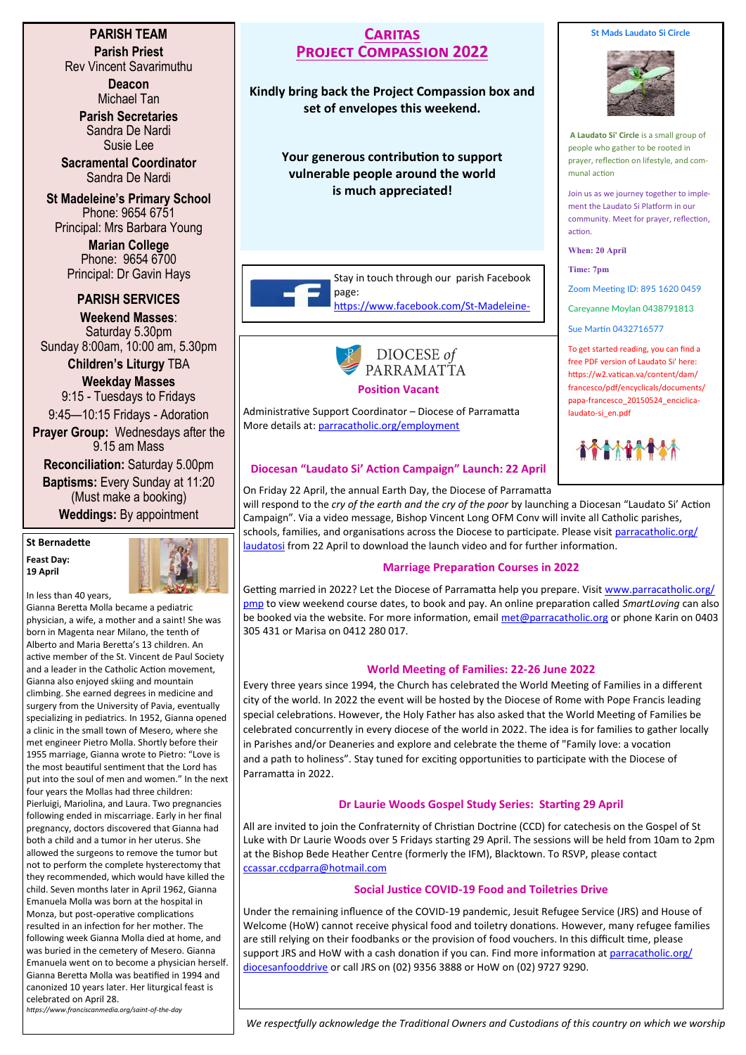## PARISH TEAM

**Parish Priest**
Rev Vincent Savarimuthu

**Deacon**
Michael Tan

**Parish Secretaries**
Sandra De Nardi
Susie Lee

**Sacramental Coordinator**
Sandra De Nardi

**St Madeleine's Primary School**
Phone: 9654 6751
Principal: Mrs Barbara Young

**Marian College**
Phone: 9654 6700
Principal: Dr Gavin Hays

## PARISH SERVICES

**Weekend Masses**:
Saturday 5.30pm
Sunday 8:00am, 10:00 am, 5.30pm

**Children's Liturgy** TBA

**Weekday Masses**
9:15 - Tuesdays to Fridays
9:45—10:15 Fridays - Adoration

**Prayer Group:** Wednesdays after the 9.15 am Mass

**Reconciliation:** Saturday 5.00pm

**Baptisms:** Every Sunday at 11:20 (Must make a booking)

**Weddings:** By appointment

### St Bernadette

**Feast Day: 19 April**

In less than 40 years, Gianna Beretta Molla became a pediatric physician, a wife, a mother and a saint! She was born in Magenta near Milano, the tenth of Alberto and Maria Beretta's 13 children. An active member of the St. Vincent de Paul Society and a leader in the Catholic Action movement, Gianna also enjoyed skiing and mountain climbing. She earned degrees in medicine and surgery from the University of Pavia, eventually specializing in pediatrics. In 1952, Gianna opened a clinic in the small town of Mesero, where she met engineer Pietro Molla. Shortly before their 1955 marriage, Gianna wrote to Pietro: "Love is the most beautiful sentiment that the Lord has put into the soul of men and women." In the next four years the Mollas had three children: Pierluigi, Mariolina, and Laura. Two pregnancies following ended in miscarriage. Early in her final pregnancy, doctors discovered that Gianna had both a child and a tumor in her uterus. She allowed the surgeons to remove the tumor but not to perform the complete hysterectomy that they recommended, which would have killed the child. Seven months later in April 1962, Gianna Emanuela Molla was born at the hospital in Monza, but post-operative complications resulted in an infection for her mother. The following week Gianna Molla died at home, and was buried in the cemetery of Mesero. Gianna Emanuela went on to become a physician herself. Gianna Beretta Molla was beatified in 1994 and canonized 10 years later. Her liturgical feast is celebrated on April 28.

*https://www.franciscanmedia.org/saint-of-the-day*

## Caritas Project Compassion 2022

**Kindly bring back the Project Compassion box and set of envelopes this weekend.**

**Your generous contribution to support vulnerable people around the world is much appreciated!**

Stay in touch through our parish Facebook page: https://www.facebook.com/St-Madeleine-

DIOCESE *of* PARRAMATTA

### Position Vacant

Administrative Support Coordinator – Diocese of Parramatta
More details at: parracatholic.org/employment

### Diocesan "Laudato Si' Action Campaign" Launch: 22 April

On Friday 22 April, the annual Earth Day, the Diocese of Parramatta will respond to the *cry of the earth and the cry of the poor* by launching a Diocesan "Laudato Si' Action Campaign". Via a video message, Bishop Vincent Long OFM Conv will invite all Catholic parishes, schools, families, and organisations across the Diocese to participate. Please visit parracatholic.org/laudatosi from 22 April to download the launch video and for further information.

### Marriage Preparation Courses in 2022

Getting married in 2022? Let the Diocese of Parramatta help you prepare. Visit www.parracatholic.org/pmp to view weekend course dates, to book and pay. An online preparation called *SmartLoving* can also be booked via the website. For more information, email met@parracatholic.org or phone Karin on 0403 305 431 or Marisa on 0412 280 017.

### World Meeting of Families: 22-26 June 2022

Every three years since 1994, the Church has celebrated the World Meeting of Families in a different city of the world. In 2022 the event will be hosted by the Diocese of Rome with Pope Francis leading special celebrations. However, the Holy Father has also asked that the World Meeting of Families be celebrated concurrently in every diocese of the world in 2022. The idea is for families to gather locally in Parishes and/or Deaneries and explore and celebrate the theme of "Family love: a vocation and a path to holiness". Stay tuned for exciting opportunities to participate with the Diocese of Parramatta in 2022.

### Dr Laurie Woods Gospel Study Series: Starting 29 April

All are invited to join the Confraternity of Christian Doctrine (CCD) for catechesis on the Gospel of St Luke with Dr Laurie Woods over 5 Fridays starting 29 April. The sessions will be held from 10am to 2pm at the Bishop Bede Heather Centre (formerly the IFM), Blacktown. To RSVP, please contact ccassar.ccdparra@hotmail.com

### Social Justice COVID-19 Food and Toiletries Drive

Under the remaining influence of the COVID-19 pandemic, Jesuit Refugee Service (JRS) and House of Welcome (HoW) cannot receive physical food and toiletry donations. However, many refugee families are still relying on their foodbanks or the provision of food vouchers. In this difficult time, please support JRS and HoW with a cash donation if you can. Find more information at parracatholic.org/diocesanfooddrive or call JRS on (02) 9356 3888 or HoW on (02) 9727 9290.

### St Mads Laudato Si Circle

**A Laudato Si' Circle** is a small group of people who gather to be rooted in prayer, reflection on lifestyle, and communal action

Join us as we journey together to implement the Laudato Si Platform in our community. Meet for prayer, reflection, action.

**When: 20 April**

**Time: 7pm**

Zoom Meeting ID: 895 1620 0459

Careyanne Moylan 0438791813

Sue Martin 0432716577

To get started reading, you can find a free PDF version of Laudato Si' here: https://w2.vatican.va/content/dam/francesco/pdf/encyclicals/documents/papa-francesco_20150524_enciclica-laudato-si_en.pdf

*We respectfully acknowledge the Traditional Owners and Custodians of this country on which we worship*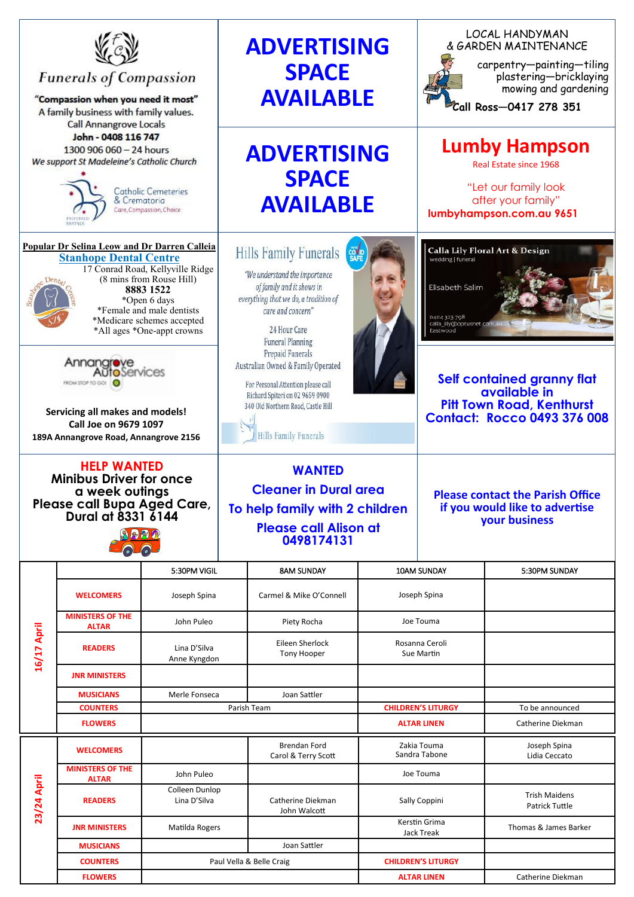**Funerals of Compassion**

**"Compassion when you need it most"**

A family business with family values.

Call Annangrove Locals

**John - 0408 116 747**

1300 906 060 – 24 hours

*We support St Madeleine's Catholic Church*

Catholic Cemeteries & Crematoria

Care, Compassion, Choice

PREFERRED PARTNER

---

# ADVERTISING SPACE AVAILABLE

---

LOCAL HANDYMAN & GARDEN MAINTENANCE

carpentry—painting—tiling plastering—bricklaying mowing and gardening

**Call Ross—0417 278 351**

---

# ADVERTISING SPACE AVAILABLE

---

## Lumby Hampson

Real Estate since 1968

"Let our family look after your family"

**lumbyhampson.com.au 9651**

---

**Popular Dr Selina Leow and Dr Darren Calleia**

**Stanhope Dental Centre**

17 Conrad Road, Kellyville Ridge

(8 mins from Rouse Hill)

**8883 1522**

*Open 6 days

*Female and male dentists

*Medicare schemes accepted

*All ages *One-appt crowns

---

Hills Family Funerals

COVID SAFE

*"We understand the importance of family and it shows in everything that we do, a tradition of care and concern"*

24 Hour Care

Funeral Planning

Prepaid Funerals

Australian Owned & Family Operated

For Personal Attention please call Richard Spiteri on 02 9659 0900

340 Old Northern Road, Castle Hill

Hills Family Funerals

---

**Calla Lily Floral Art & Design**

wedding | funeral

Elisabeth Salim

0404 323 798

calla_lily@optusnet.com.au

Eastwood

---

Annangrove AutoServices

FROM STOP TO GO!

**Servicing all makes and models!**

**Call Joe on 9679 1097**

**189A Annangrove Road, Annangrove 2156**

---

**Self contained granny flat available in Pitt Town Road, Kenthurst**

**Contact: Rocco 0493 376 008**

---

**HELP WANTED**

**Minibus Driver for once a week outings**

**Please call Bupa Aged Care, Dural at 8331 6144**

---

**WANTED**

**Cleaner in Dural area**

**To help family with 2 children**

**Please call Alison at 0498174131**

---

**Please contact the Parish Office if you would like to advertise your business**

---

| | | 5:30PM VIGIL | 8AM SUNDAY | 10AM SUNDAY | 5:30PM SUNDAY |
|---|---|---|---|---|---|
| **16/17 April** | **WELCOMERS** | Joseph Spina | Carmel & Mike O'Connell | Joseph Spina | |
| | **MINISTERS OF THE ALTAR** | John Puleo | Piety Rocha | Joe Touma | |
| | **READERS** | Lina D'Silva<br>Anne Kyngdon | Eileen Sherlock<br>Tony Hooper | Rosanna Ceroli<br>Sue Martin | |
| | **JNR MINISTERS** | | | | |
| | **MUSICIANS** | Merle Fonseca | Joan Sattler | | |
| | **COUNTERS** | Parish Team | | **CHILDREN'S LITURGY** | To be announced |
| | **FLOWERS** | | | **ALTAR LINEN** | Catherine Diekman |
| **23/24 April** | **WELCOMERS** | | Brendan Ford<br>Carol & Terry Scott | Zakia Touma<br>Sandra Tabone | Joseph Spina<br>Lidia Ceccato |
| | **MINISTERS OF THE ALTAR** | John Puleo | | Joe Touma | |
| | **READERS** | Colleen Dunlop<br>Lina D'Silva | Catherine Diekman<br>John Walcott | Sally Coppini | Trish Maidens<br>Patrick Tuttle |
| | **JNR MINISTERS** | Matilda Rogers | | Kerstin Grima<br>Jack Treak | Thomas & James Barker |
| | **MUSICIANS** | | Joan Sattler | | |
| | **COUNTERS** | Paul Vella & Belle Craig | | **CHILDREN'S LITURGY** | |
| | **FLOWERS** | | | **ALTAR LINEN** | Catherine Diekman |